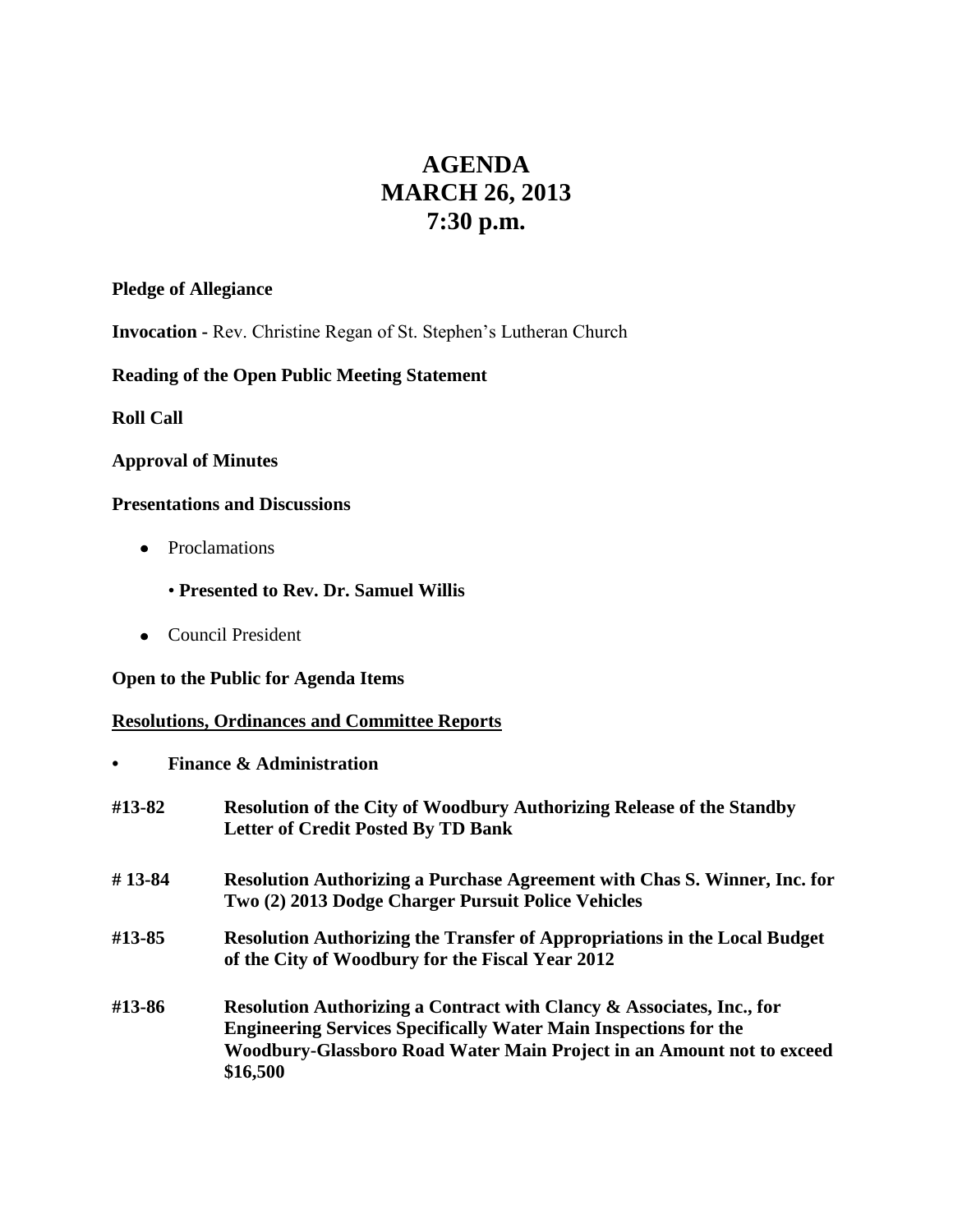# AGENDA
# MARCH 26, 2013
# 7:30 p.m.

**Pledge of Allegiance**

**Invocation -** Rev. Christine Regan of St. Stephen's Lutheran Church

**Reading of the Open Public Meeting Statement**

**Roll Call**

**Approval of Minutes**

**Presentations and Discussions**

- Proclamations
  - **Presented to Rev. Dr. Samuel Willis**
- Council President

**Open to the Public for Agenda Items**

**Resolutions, Ordinances and Committee Reports**

- **Finance & Administration**

**#13-82** **Resolution of the City of Woodbury Authorizing Release of the Standby Letter of Credit Posted By TD Bank**

**# 13-84** **Resolution Authorizing a Purchase Agreement with Chas S. Winner, Inc. for Two (2) 2013 Dodge Charger Pursuit Police Vehicles**

**#13-85** **Resolution Authorizing the Transfer of Appropriations in the Local Budget of the City of Woodbury for the Fiscal Year 2012**

**#13-86** **Resolution Authorizing a Contract with Clancy & Associates, Inc., for Engineering Services Specifically Water Main Inspections for the Woodbury-Glassboro Road Water Main Project in an Amount not to exceed $16,500**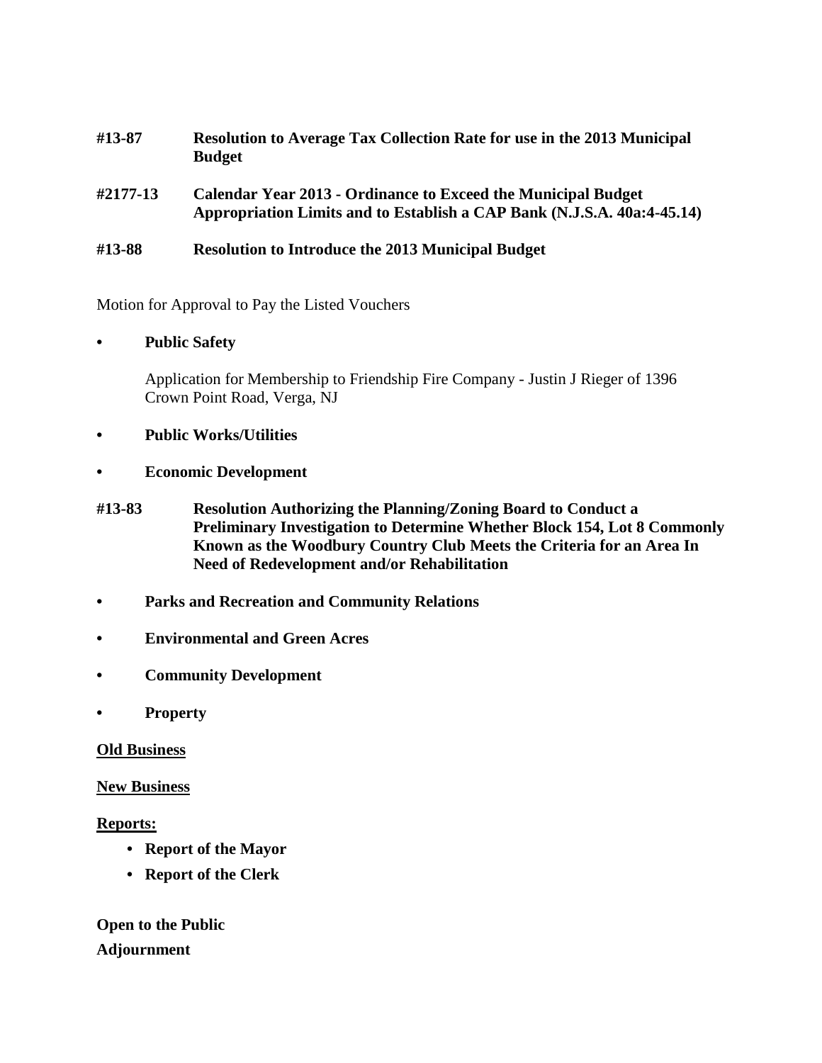**#13-87** **Resolution to Average Tax Collection Rate for use in the 2013 Municipal Budget**

**#2177-13** **Calendar Year 2013 - Ordinance to Exceed the Municipal Budget Appropriation Limits and to Establish a CAP Bank (N.J.S.A. 40a:4-45.14)**

**#13-88** **Resolution to Introduce the 2013 Municipal Budget**

Motion for Approval to Pay the Listed Vouchers

- **Public Safety**

  Application for Membership to Friendship Fire Company - Justin J Rieger of 1396 Crown Point Road, Verga, NJ

- **Public Works/Utilities**

- **Economic Development**

**#13-83** **Resolution Authorizing the Planning/Zoning Board to Conduct a Preliminary Investigation to Determine Whether Block 154, Lot 8 Commonly Known as the Woodbury Country Club Meets the Criteria for an Area In Need of Redevelopment and/or Rehabilitation**

- **Parks and Recreation and Community Relations**

- **Environmental and Green Acres**

- **Community Development**

- **Property**

**Old Business**

**New Business**

**Reports:**

- **Report of the Mayor**
- **Report of the Clerk**

**Open to the Public**

**Adjournment**